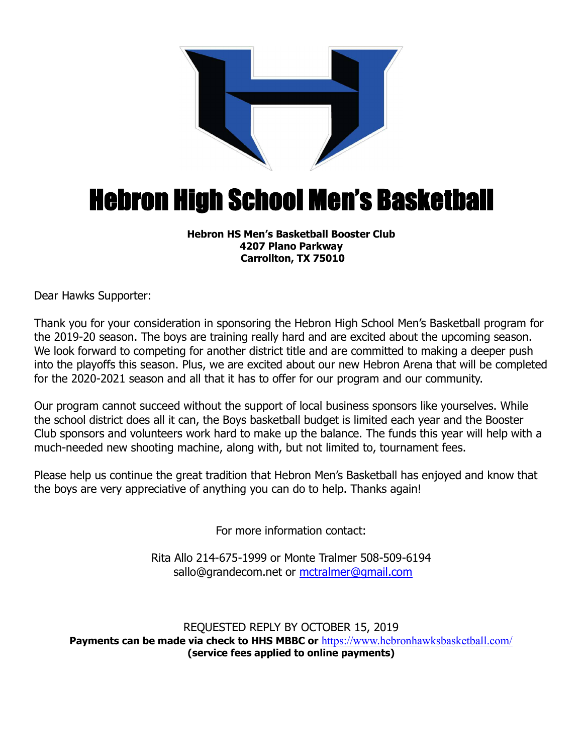# Hebron High School Men's Basketball

**Hebron HS Men's Basketball Booster Club**
**4207 Plano Parkway**
**Carrollton, TX 75010**

Dear Hawks Supporter:

Thank you for your consideration in sponsoring the Hebron High School Men's Basketball program for the 2019-20 season. The boys are training really hard and are excited about the upcoming season. We look forward to competing for another district title and are committed to making a deeper push into the playoffs this season. Plus, we are excited about our new Hebron Arena that will be completed for the 2020-2021 season and all that it has to offer for our program and our community.

Our program cannot succeed without the support of local business sponsors like yourselves. While the school district does all it can, the Boys basketball budget is limited each year and the Booster Club sponsors and volunteers work hard to make up the balance. The funds this year will help with a much-needed new shooting machine, along with, but not limited to, tournament fees.

Please help us continue the great tradition that Hebron Men's Basketball has enjoyed and know that the boys are very appreciative of anything you can do to help. Thanks again!

For more information contact:

Rita Allo 214-675-1999 or Monte Tralmer 508-509-6194
sallo@grandecom.net or mctralmer@gmail.com

REQUESTED REPLY BY OCTOBER 15, 2019
**Payments can be made via check to HHS MBBC or** https://www.hebronhawksbasketball.com/
**(service fees applied to online payments)**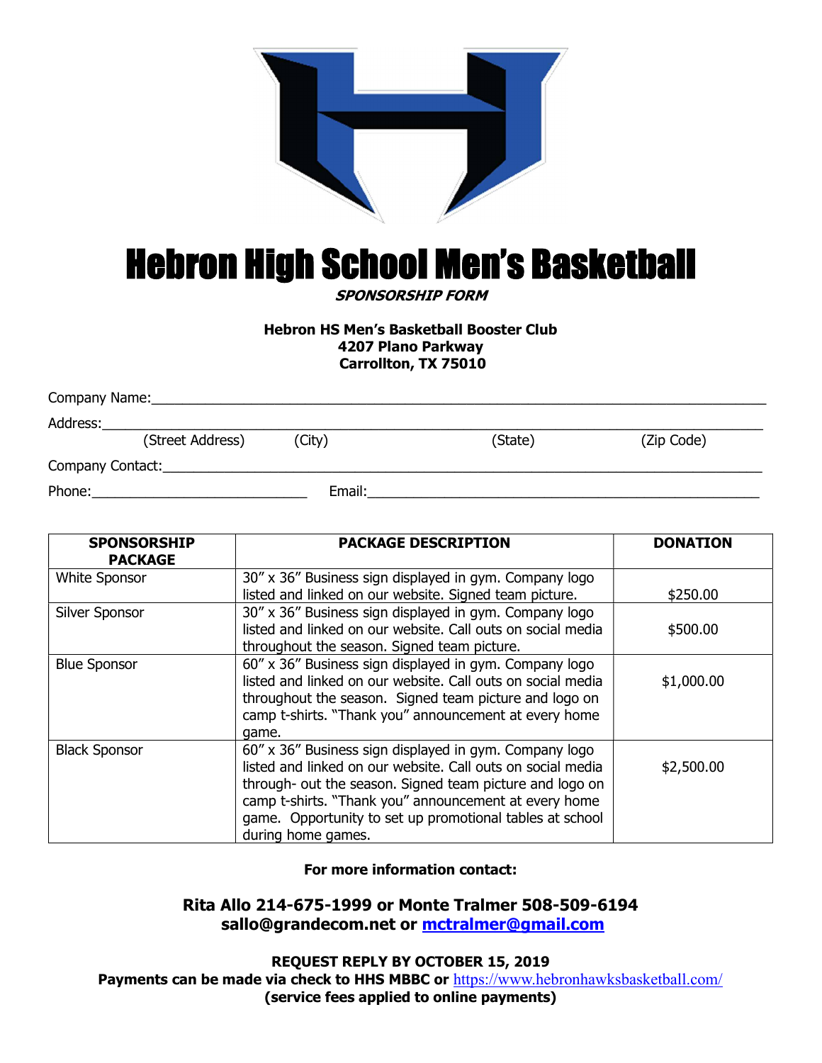# Hebron High School Men's Basketball

***SPONSORSHIP FORM***

**Hebron HS Men's Basketball Booster Club**
**4207 Plano Parkway**
**Carrollton, TX 75010**

Company Name:______________________________________________________________________

Address:__________________________________________________________________________
(Street Address) (City) (State) (Zip Code)

Company Contact:____________________________________________________________________

Phone:__________________________ Email:___________________________________________

| SPONSORSHIP PACKAGE | PACKAGE DESCRIPTION | DONATION |
|---|---|---|
| White Sponsor | 30" x 36" Business sign displayed in gym. Company logo listed and linked on our website. Signed team picture. | $250.00 |
| Silver Sponsor | 30" x 36" Business sign displayed in gym. Company logo listed and linked on our website. Call outs on social media throughout the season. Signed team picture. | $500.00 |
| Blue Sponsor | 60" x 36" Business sign displayed in gym. Company logo listed and linked on our website. Call outs on social media throughout the season. Signed team picture and logo on camp t-shirts. "Thank you" announcement at every home game. | $1,000.00 |
| Black Sponsor | 60" x 36" Business sign displayed in gym. Company logo listed and linked on our website. Call outs on social media through- out the season. Signed team picture and logo on camp t-shirts. "Thank you" announcement at every home game. Opportunity to set up promotional tables at school during home games. | $2,500.00 |

**For more information contact:**

**Rita Allo 214-675-1999 or Monte Tralmer 508-509-6194**
**sallo@grandecom.net or mctralmer@gmail.com**

**REQUEST REPLY BY OCTOBER 15, 2019**
**Payments can be made via check to HHS MBBC or** https://www.hebronhawksbasketball.com/
**(service fees applied to online payments)**